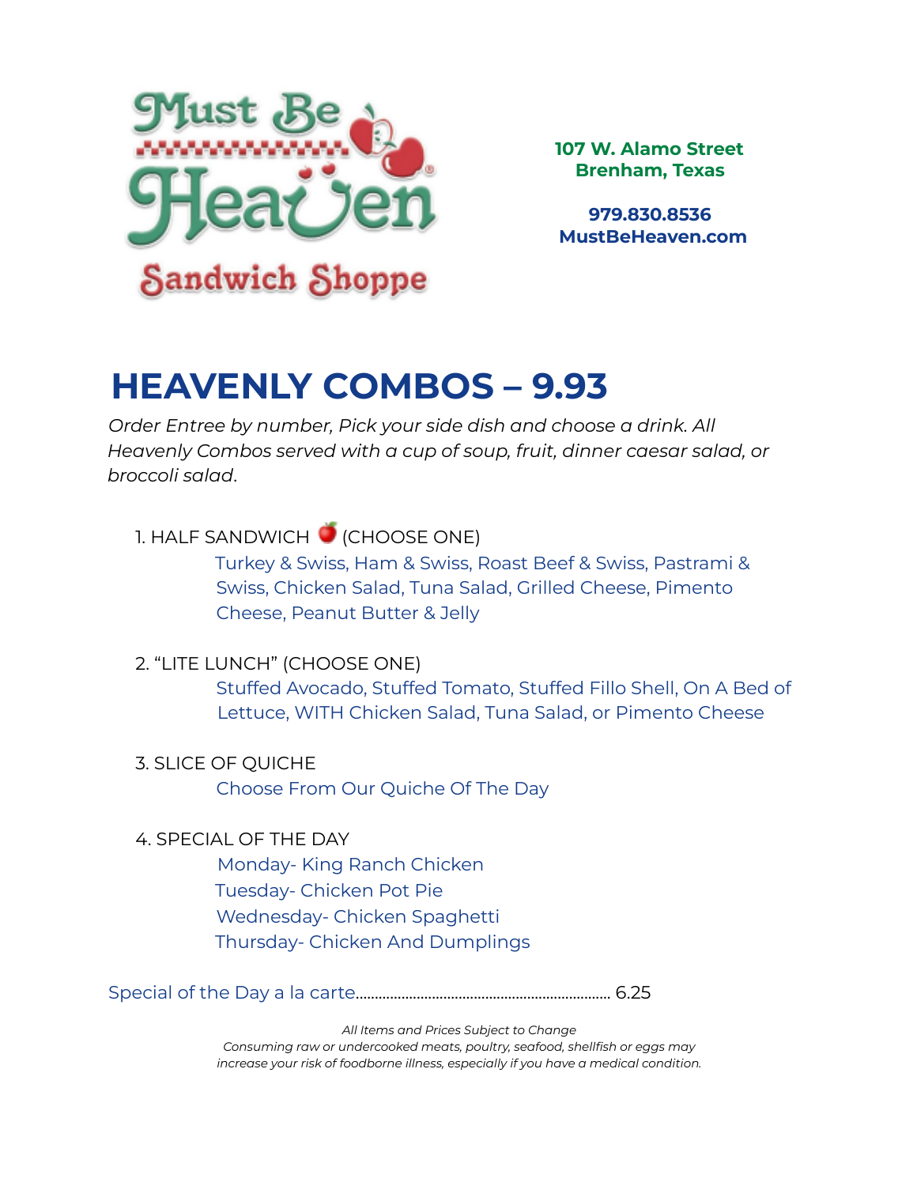Must Be Heaven
Sandwich Shoppe

**107 W. Alamo Street**
**Brenham, Texas**

**979.830.8536**
**MustBeHeaven.com**

# HEAVENLY COMBOS – 9.93

*Order Entree by number, Pick your side dish and choose a drink. All Heavenly Combos served with a cup of soup, fruit, dinner caesar salad, or broccoli salad.*

1. HALF SANDWICH 🍎 (CHOOSE ONE)
   Turkey & Swiss, Ham & Swiss, Roast Beef & Swiss, Pastrami & Swiss, Chicken Salad, Tuna Salad, Grilled Cheese, Pimento Cheese, Peanut Butter & Jelly

2. "LITE LUNCH" (CHOOSE ONE)
   Stuffed Avocado, Stuffed Tomato, Stuffed Fillo Shell, On A Bed of Lettuce, WITH Chicken Salad, Tuna Salad, or Pimento Cheese

3. SLICE OF QUICHE
   Choose From Our Quiche Of The Day

4. SPECIAL OF THE DAY
   Monday- King Ranch Chicken
   Tuesday- Chicken Pot Pie
   Wednesday- Chicken Spaghetti
   Thursday- Chicken And Dumplings

Special of the Day a la carte.................................................................... 6.25

*All Items and Prices Subject to Change*
*Consuming raw or undercooked meats, poultry, seafood, shellfish or eggs may increase your risk of foodborne illness, especially if you have a medical condition.*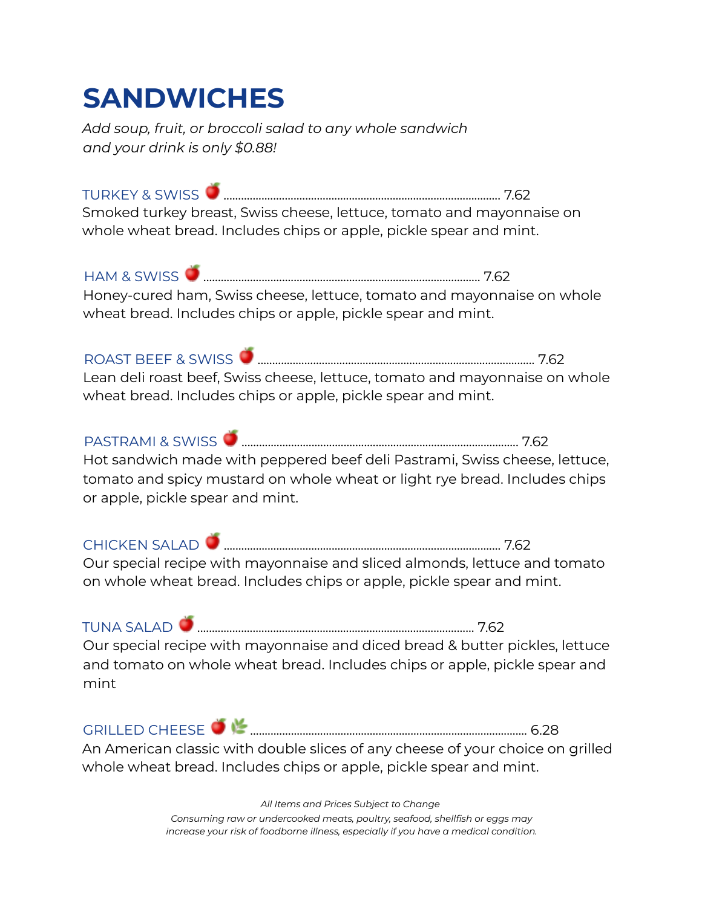# SANDWICHES

*Add soup, fruit, or broccoli salad to any whole sandwich and your drink is only $0.88!*

TURKEY & SWISS 🍎 .............................................................................................. 7.62
Smoked turkey breast, Swiss cheese, lettuce, tomato and mayonnaise on whole wheat bread. Includes chips or apple, pickle spear and mint.

HAM & SWISS 🍎 .............................................................................................. 7.62
Honey-cured ham, Swiss cheese, lettuce, tomato and mayonnaise on whole wheat bread. Includes chips or apple, pickle spear and mint.

ROAST BEEF & SWISS 🍎 .............................................................................................. 7.62
Lean deli roast beef, Swiss cheese, lettuce, tomato and mayonnaise on whole wheat bread. Includes chips or apple, pickle spear and mint.

PASTRAMI & SWISS 🍎 .............................................................................................. 7.62
Hot sandwich made with peppered beef deli Pastrami, Swiss cheese, lettuce, tomato and spicy mustard on whole wheat or light rye bread. Includes chips or apple, pickle spear and mint.

CHICKEN SALAD 🍎 .............................................................................................. 7.62
Our special recipe with mayonnaise and sliced almonds, lettuce and tomato on whole wheat bread. Includes chips or apple, pickle spear and mint.

TUNA SALAD 🍎 .............................................................................................. 7.62
Our special recipe with mayonnaise and diced bread & butter pickles, lettuce and tomato on whole wheat bread. Includes chips or apple, pickle spear and mint

GRILLED CHEESE 🍎 🌿 .............................................................................................. 6.28
An American classic with double slices of any cheese of your choice on grilled whole wheat bread. Includes chips or apple, pickle spear and mint.

*All Items and Prices Subject to Change*

*Consuming raw or undercooked meats, poultry, seafood, shellfish or eggs may increase your risk of foodborne illness, especially if you have a medical condition.*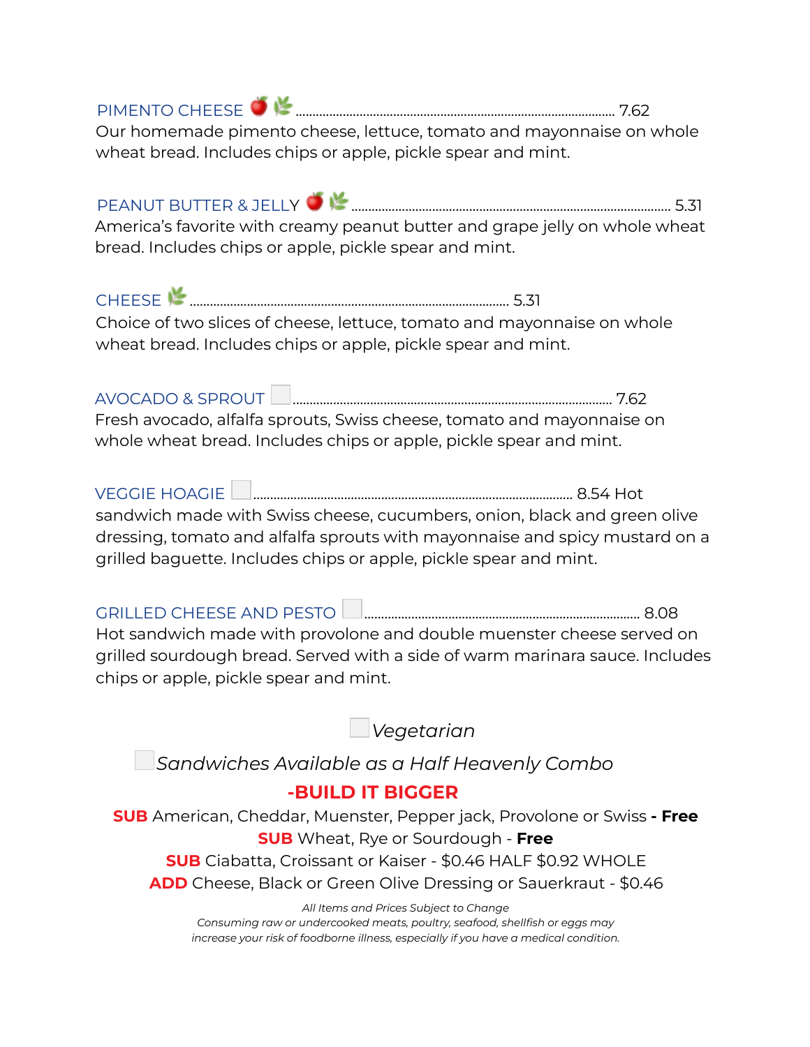PIMENTO CHEESE ............................................................ 7.62

Our homemade pimento cheese, lettuce, tomato and mayonnaise on whole wheat bread. Includes chips or apple, pickle spear and mint.

PEANUT BUTTER & JELLY ............................................................ 5.31

America's favorite with creamy peanut butter and grape jelly on whole wheat bread. Includes chips or apple, pickle spear and mint.

CHEESE ............................................................ 5.31

Choice of two slices of cheese, lettuce, tomato and mayonnaise on whole wheat bread. Includes chips or apple, pickle spear and mint.

AVOCADO & SPROUT ............................................................ 7.62

Fresh avocado, alfalfa sprouts, Swiss cheese, tomato and mayonnaise on whole wheat bread. Includes chips or apple, pickle spear and mint.

VEGGIE HOAGIE ............................................................ 8.54

Hot sandwich made with Swiss cheese, cucumbers, onion, black and green olive dressing, tomato and alfalfa sprouts with mayonnaise and spicy mustard on a grilled baguette. Includes chips or apple, pickle spear and mint.

GRILLED CHEESE AND PESTO ............................................................ 8.08

Hot sandwich made with provolone and double muenster cheese served on grilled sourdough bread. Served with a side of warm marinara sauce. Includes chips or apple, pickle spear and mint.

*Vegetarian*

*Sandwiches Available as a Half Heavenly Combo*

**-BUILD IT BIGGER**

**SUB** American, Cheddar, Muenster, Pepper jack, Provolone or Swiss **- Free**

**SUB** Wheat, Rye or Sourdough - **Free**

**SUB** Ciabatta, Croissant or Kaiser - $0.46 HALF $0.92 WHOLE

**ADD** Cheese, Black or Green Olive Dressing or Sauerkraut - $0.46

*All Items and Prices Subject to Change*

*Consuming raw or undercooked meats, poultry, seafood, shellfish or eggs may increase your risk of foodborne illness, especially if you have a medical condition.*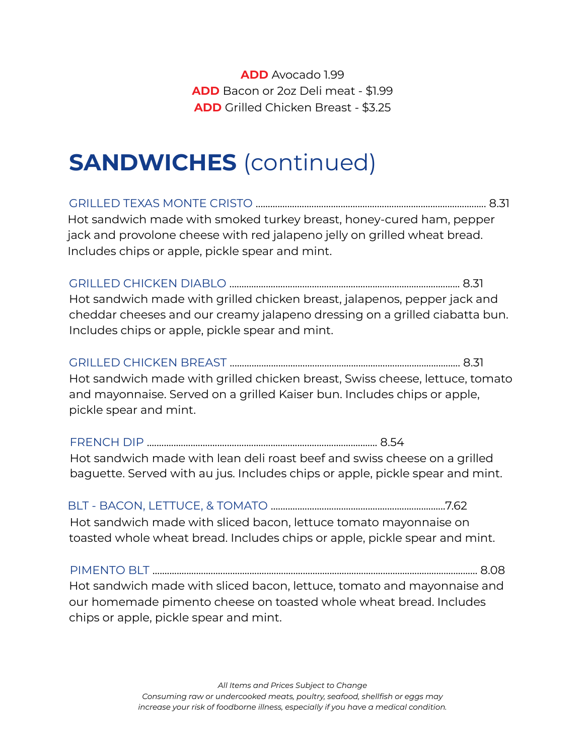**ADD** Avocado 1.99
**ADD** Bacon or 2oz Deli meat - $1.99
**ADD** Grilled Chicken Breast - $3.25

# **SANDWICHES** (continued)

GRILLED TEXAS MONTE CRISTO ........................................ 8.31
Hot sandwich made with smoked turkey breast, honey-cured ham, pepper jack and provolone cheese with red jalapeno jelly on grilled wheat bread. Includes chips or apple, pickle spear and mint.

GRILLED CHICKEN DIABLO ........................................ 8.31
Hot sandwich made with grilled chicken breast, jalapenos, pepper jack and cheddar cheeses and our creamy jalapeno dressing on a grilled ciabatta bun. Includes chips or apple, pickle spear and mint.

GRILLED CHICKEN BREAST ........................................ 8.31
Hot sandwich made with grilled chicken breast, Swiss cheese, lettuce, tomato and mayonnaise. Served on a grilled Kaiser bun. Includes chips or apple, pickle spear and mint.

FRENCH DIP ........................................ 8.54
Hot sandwich made with lean deli roast beef and swiss cheese on a grilled baguette. Served with au jus. Includes chips or apple, pickle spear and mint.

BLT - BACON, LETTUCE, & TOMATO ........................................7.62
Hot sandwich made with sliced bacon, lettuce tomato mayonnaise on toasted whole wheat bread. Includes chips or apple, pickle spear and mint.

PIMENTO BLT ........................................ 8.08
Hot sandwich made with sliced bacon, lettuce, tomato and mayonnaise and our homemade pimento cheese on toasted whole wheat bread. Includes chips or apple, pickle spear and mint.

*All Items and Prices Subject to Change*
*Consuming raw or undercooked meats, poultry, seafood, shellfish or eggs may increase your risk of foodborne illness, especially if you have a medical condition.*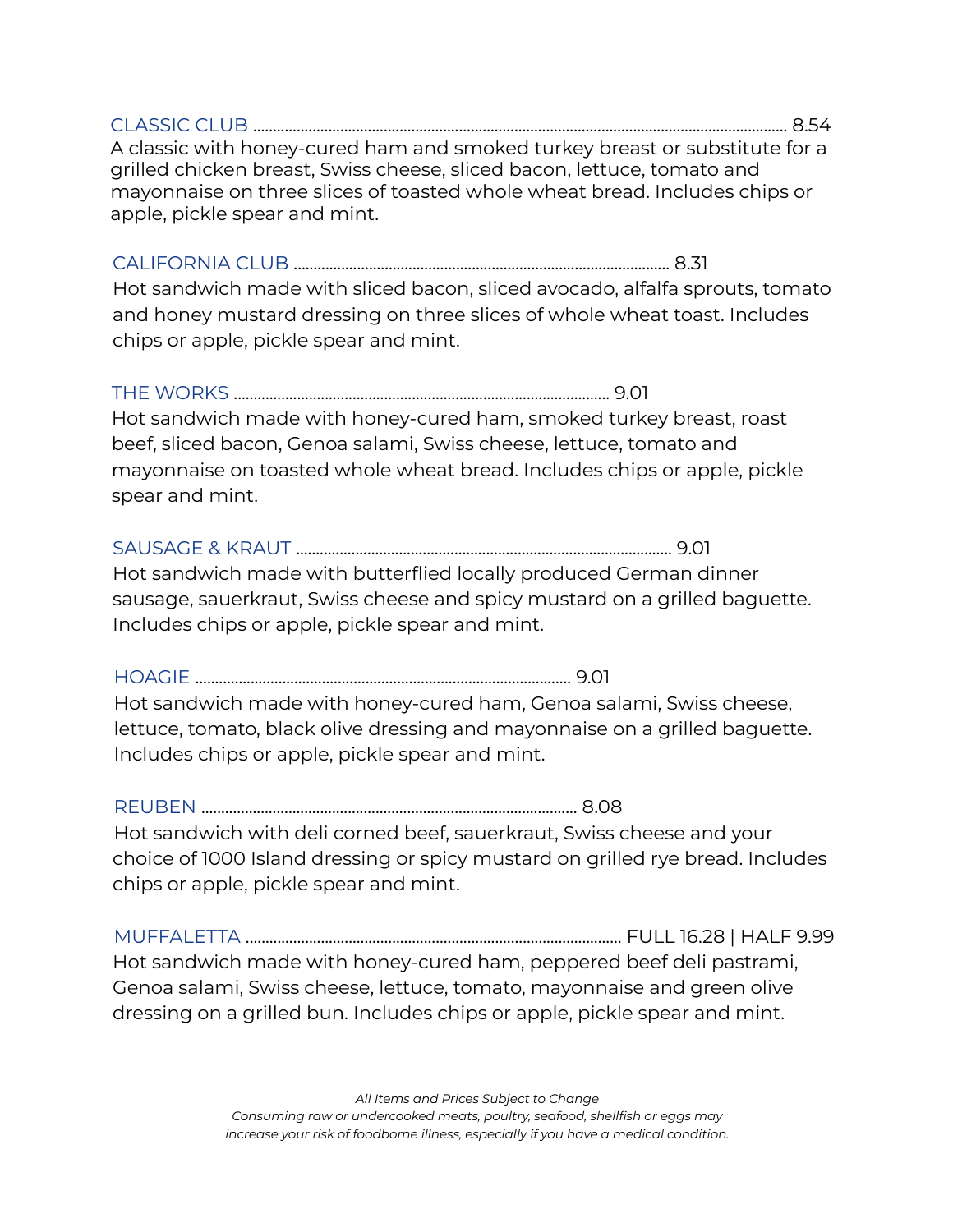### CLASSIC CLUB ........ 8.54

A classic with honey-cured ham and smoked turkey breast or substitute for a grilled chicken breast, Swiss cheese, sliced bacon, lettuce, tomato and mayonnaise on three slices of toasted whole wheat bread. Includes chips or apple, pickle spear and mint.

### CALIFORNIA CLUB ........ 8.31

Hot sandwich made with sliced bacon, sliced avocado, alfalfa sprouts, tomato and honey mustard dressing on three slices of whole wheat toast. Includes chips or apple, pickle spear and mint.

### THE WORKS ........ 9.01

Hot sandwich made with honey-cured ham, smoked turkey breast, roast beef, sliced bacon, Genoa salami, Swiss cheese, lettuce, tomato and mayonnaise on toasted whole wheat bread. Includes chips or apple, pickle spear and mint.

### SAUSAGE & KRAUT ........ 9.01

Hot sandwich made with butterflied locally produced German dinner sausage, sauerkraut, Swiss cheese and spicy mustard on a grilled baguette. Includes chips or apple, pickle spear and mint.

### HOAGIE ........ 9.01

Hot sandwich made with honey-cured ham, Genoa salami, Swiss cheese, lettuce, tomato, black olive dressing and mayonnaise on a grilled baguette. Includes chips or apple, pickle spear and mint.

### REUBEN ........ 8.08

Hot sandwich with deli corned beef, sauerkraut, Swiss cheese and your choice of 1000 Island dressing or spicy mustard on grilled rye bread. Includes chips or apple, pickle spear and mint.

### MUFFALETTA ........ FULL 16.28 | HALF 9.99

Hot sandwich made with honey-cured ham, peppered beef deli pastrami, Genoa salami, Swiss cheese, lettuce, tomato, mayonnaise and green olive dressing on a grilled bun. Includes chips or apple, pickle spear and mint.

*All Items and Prices Subject to Change*
*Consuming raw or undercooked meats, poultry, seafood, shellfish or eggs may increase your risk of foodborne illness, especially if you have a medical condition.*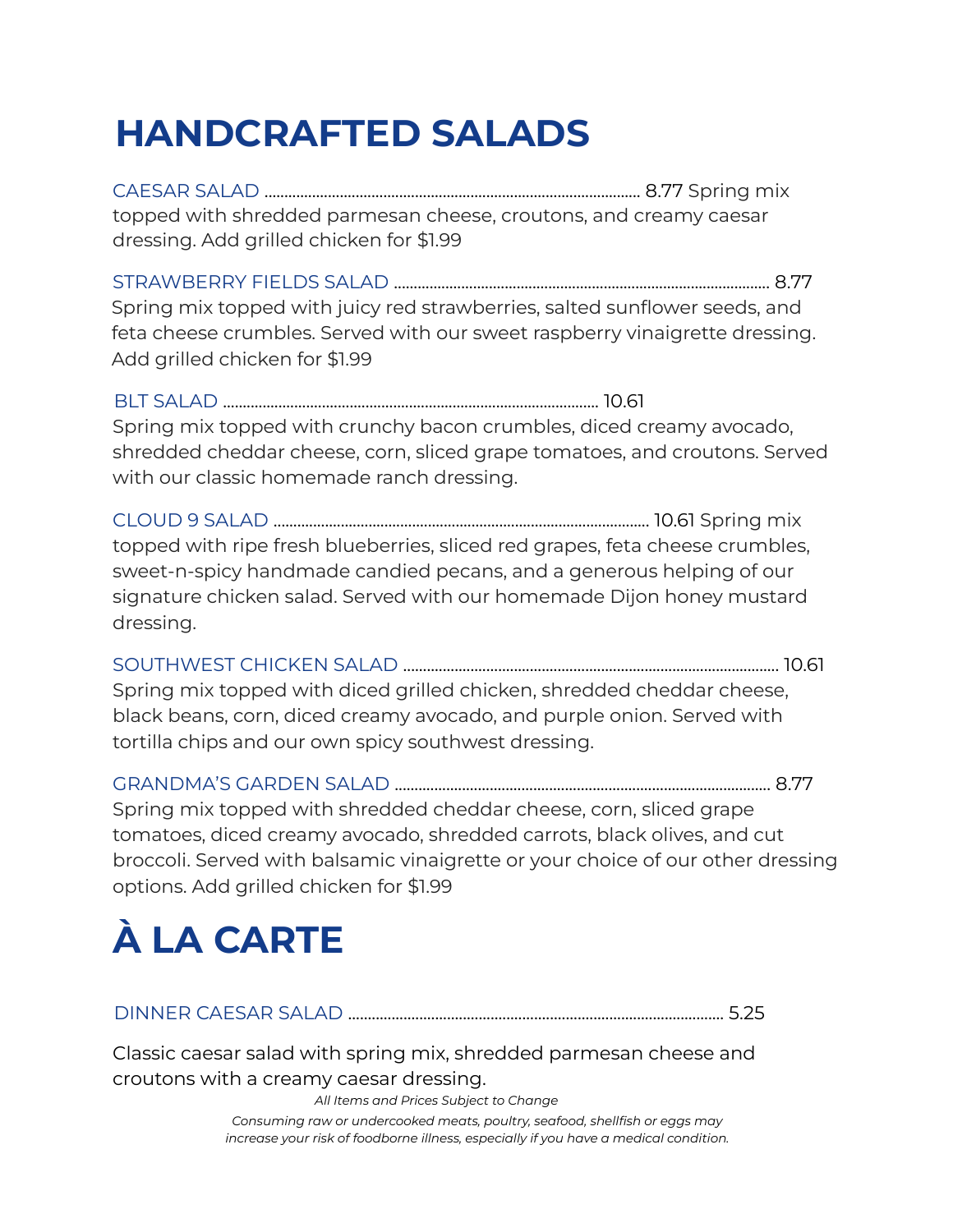# HANDCRAFTED SALADS

CAESAR SALAD ........................................................................................... 8.77 Spring mix topped with shredded parmesan cheese, croutons, and creamy caesar dressing. Add grilled chicken for $1.99

STRAWBERRY FIELDS SALAD ........................................................................................... 8.77
Spring mix topped with juicy red strawberries, salted sunflower seeds, and feta cheese crumbles. Served with our sweet raspberry vinaigrette dressing. Add grilled chicken for $1.99

BLT SALAD ........................................................................................... 10.61
Spring mix topped with crunchy bacon crumbles, diced creamy avocado, shredded cheddar cheese, corn, sliced grape tomatoes, and croutons. Served with our classic homemade ranch dressing.

CLOUD 9 SALAD ........................................................................................... 10.61 Spring mix topped with ripe fresh blueberries, sliced red grapes, feta cheese crumbles, sweet-n-spicy handmade candied pecans, and a generous helping of our signature chicken salad. Served with our homemade Dijon honey mustard dressing.

SOUTHWEST CHICKEN SALAD ........................................................................................... 10.61
Spring mix topped with diced grilled chicken, shredded cheddar cheese, black beans, corn, diced creamy avocado, and purple onion. Served with tortilla chips and our own spicy southwest dressing.

GRANDMA'S GARDEN SALAD ........................................................................................... 8.77
Spring mix topped with shredded cheddar cheese, corn, sliced grape tomatoes, diced creamy avocado, shredded carrots, black olives, and cut broccoli. Served with balsamic vinaigrette or your choice of our other dressing options. Add grilled chicken for $1.99

# À LA CARTE

DINNER CAESAR SALAD ........................................................................................... 5.25

Classic caesar salad with spring mix, shredded parmesan cheese and croutons with a creamy caesar dressing.

*All Items and Prices Subject to Change*

*Consuming raw or undercooked meats, poultry, seafood, shellfish or eggs may increase your risk of foodborne illness, especially if you have a medical condition.*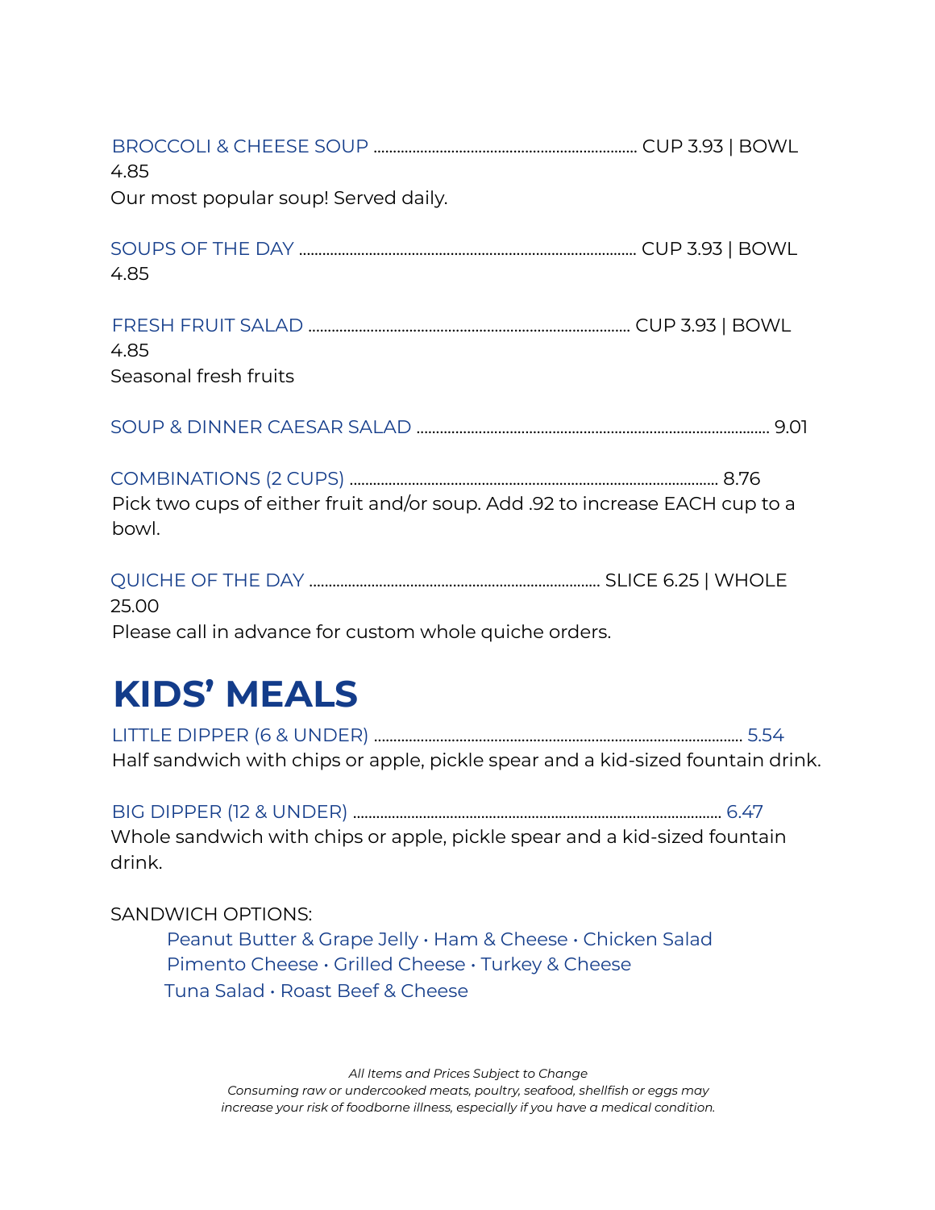BROCCOLI & CHEESE SOUP .................................................................... CUP 3.93 | BOWL 4.85
Our most popular soup! Served daily.

SOUPS OF THE DAY ..................................................................................... CUP 3.93 | BOWL 4.85

FRESH FRUIT SALAD .................................................................................. CUP 3.93 | BOWL 4.85
Seasonal fresh fruits

SOUP & DINNER CAESAR SALAD ......................................................................................... 9.01

COMBINATIONS (2 CUPS) ............................................................................................. 8.76
Pick two cups of either fruit and/or soup. Add .92 to increase EACH cup to a bowl.

QUICHE OF THE DAY .......................................................................... SLICE 6.25 | WHOLE 25.00
Please call in advance for custom whole quiche orders.

# KIDS' MEALS

LITTLE DIPPER (6 & UNDER) ............................................................................................ 5.54
Half sandwich with chips or apple, pickle spear and a kid-sized fountain drink.

BIG DIPPER (12 & UNDER) ............................................................................................. 6.47
Whole sandwich with chips or apple, pickle spear and a kid-sized fountain drink.

SANDWICH OPTIONS:

Peanut Butter & Grape Jelly • Ham & Cheese • Chicken Salad
Pimento Cheese • Grilled Cheese • Turkey & Cheese
Tuna Salad • Roast Beef & Cheese

*All Items and Prices Subject to Change*
*Consuming raw or undercooked meats, poultry, seafood, shellfish or eggs may increase your risk of foodborne illness, especially if you have a medical condition.*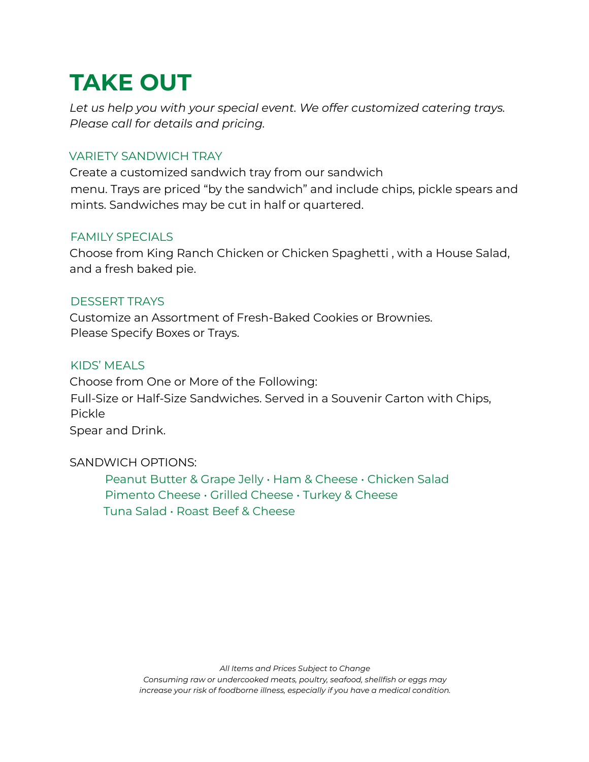# TAKE OUT

*Let us help you with your special event. We offer customized catering trays. Please call for details and pricing.*

## VARIETY SANDWICH TRAY

Create a customized sandwich tray from our sandwich menu. Trays are priced "by the sandwich" and include chips, pickle spears and mints. Sandwiches may be cut in half or quartered.

## FAMILY SPECIALS

Choose from King Ranch Chicken or Chicken Spaghetti , with a House Salad, and a fresh baked pie.

## DESSERT TRAYS

Customize an Assortment of Fresh-Baked Cookies or Brownies. Please Specify Boxes or Trays.

## KIDS' MEALS

Choose from One or More of the Following:
Full-Size or Half-Size Sandwiches. Served in a Souvenir Carton with Chips, Pickle Spear and Drink.

SANDWICH OPTIONS:

Peanut Butter & Grape Jelly • Ham & Cheese • Chicken Salad
Pimento Cheese • Grilled Cheese • Turkey & Cheese
Tuna Salad • Roast Beef & Cheese

*All Items and Prices Subject to Change*
*Consuming raw or undercooked meats, poultry, seafood, shellfish or eggs may increase your risk of foodborne illness, especially if you have a medical condition.*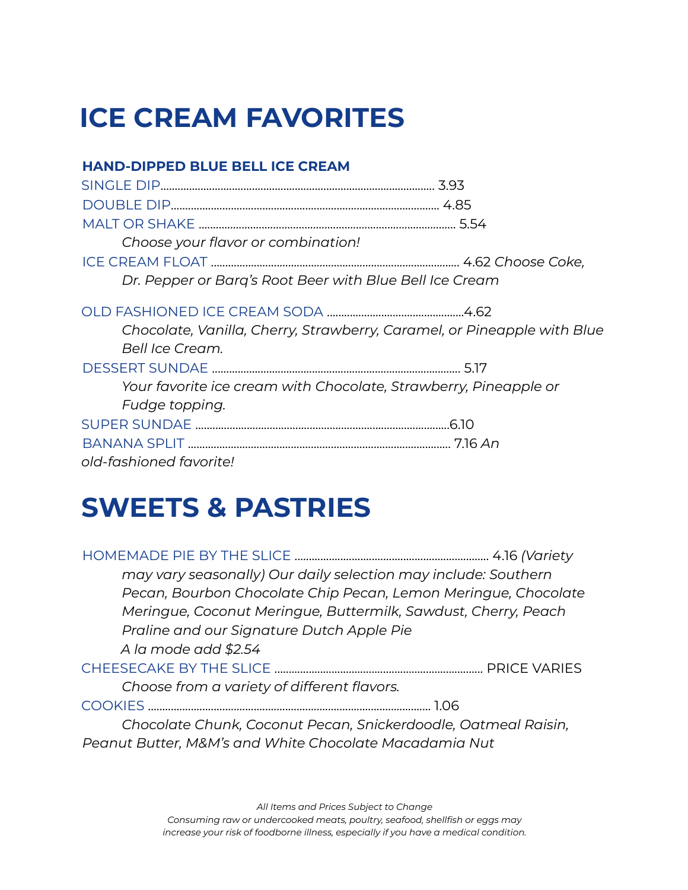# ICE CREAM FAVORITES

### HAND-DIPPED BLUE BELL ICE CREAM

SINGLE DIP.................................................................................................... 3.93

DOUBLE DIP.................................................................................................. 4.85

MALT OR SHAKE ......................................................................................... 5.54

*Choose your flavor or combination!*

ICE CREAM FLOAT ...................................................................................... 4.62 *Choose Coke, Dr. Pepper or Barq's Root Beer with Blue Bell Ice Cream*

OLD FASHIONED ICE CREAM SODA ................................................4.62

*Chocolate, Vanilla, Cherry, Strawberry, Caramel, or Pineapple with Blue Bell Ice Cream.*

DESSERT SUNDAE ...................................................................................... 5.17

*Your favorite ice cream with Chocolate, Strawberry, Pineapple or Fudge topping.*

SUPER SUNDAE .........................................................................................6.10

BANANA SPLIT ........................................................................................... 7.16 *An old-fashioned favorite!*

# SWEETS & PASTRIES

HOMEMADE PIE BY THE SLICE ................................................................. 4.16 *(Variety may vary seasonally) Our daily selection may include: Southern Pecan, Bourbon Chocolate Chip Pecan, Lemon Meringue, Chocolate Meringue, Coconut Meringue, Buttermilk, Sawdust, Cherry, Peach Praline and our Signature Dutch Apple Pie*

*A la mode add $2.54*

CHEESECAKE BY THE SLICE ........................................................................ PRICE VARIES

*Choose from a variety of different flavors.*

COOKIES .................................................................................................. 1.06

*Chocolate Chunk, Coconut Pecan, Snickerdoodle, Oatmeal Raisin, Peanut Butter, M&M's and White Chocolate Macadamia Nut*

*All Items and Prices Subject to Change*

*Consuming raw or undercooked meats, poultry, seafood, shellfish or eggs may increase your risk of foodborne illness, especially if you have a medical condition.*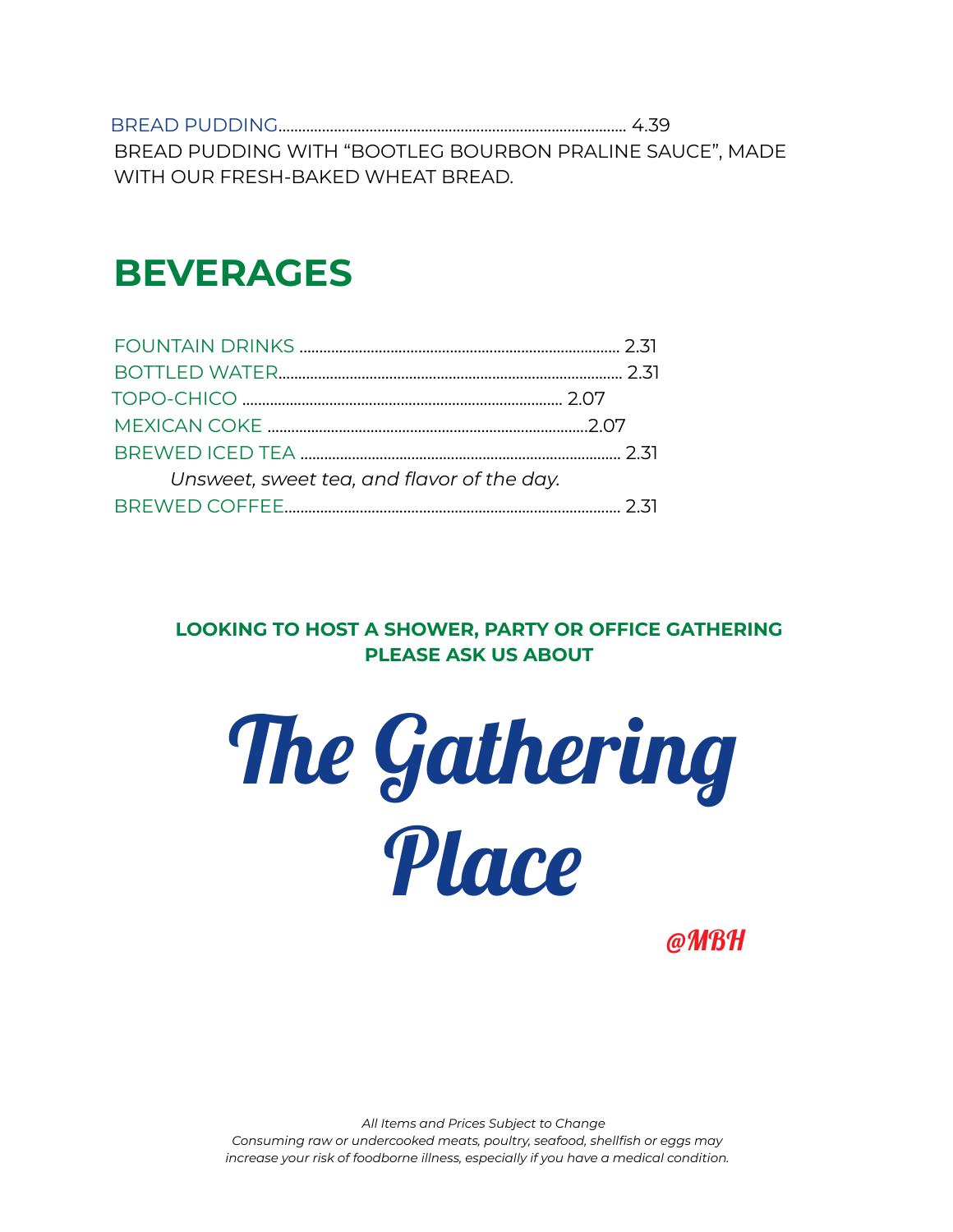BREAD PUDDING........................................................................................ 4.39

BREAD PUDDING WITH "BOOTLEG BOURBON PRALINE SAUCE", MADE WITH OUR FRESH-BAKED WHEAT BREAD.

## BEVERAGES

FOUNTAIN DRINKS ................................................................................ 2.31

BOTTLED WATER...................................................................................... 2.31

TOPO-CHICO ................................................................................ 2.07

MEXICAN COKE ................................................................................2.07

BREWED ICED TEA ................................................................................ 2.31

*Unsweet, sweet tea, and flavor of the day.*

BREWED COFFEE.................................................................................... 2.31

**LOOKING TO HOST A SHOWER, PARTY OR OFFICE GATHERING PLEASE ASK US ABOUT**

# The Gathering Place

@MBH

*All Items and Prices Subject to Change*
*Consuming raw or undercooked meats, poultry, seafood, shellfish or eggs may increase your risk of foodborne illness, especially if you have a medical condition.*